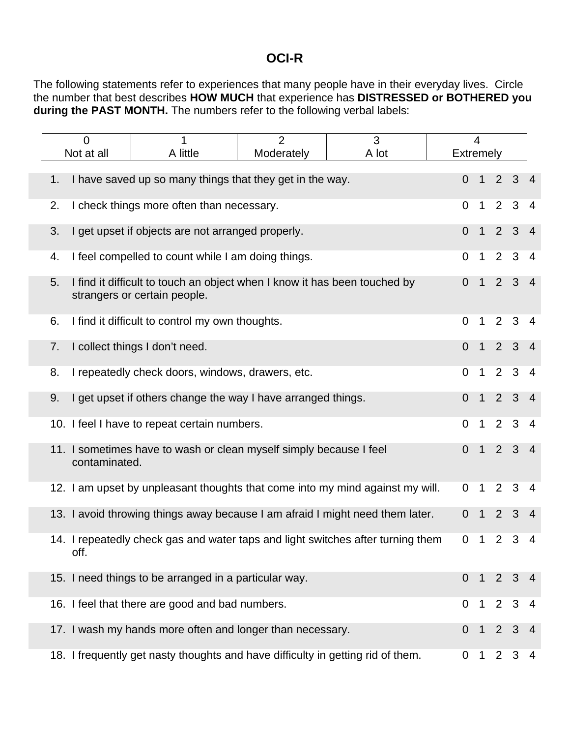# OCI-R

The following statements refer to experiences that many people have in their everyday lives. Circle the number that best describes **HOW MUCH** that experience has **DISTRESSED or BOTHERED you during the PAST MONTH.** The numbers refer to the following verbal labels:

| 0 | 1 | 2 | 3 | 4 |
|---|---|---|---|---|
| Not at all | A little | Moderately | A lot | Extremely |

| # | Statement | | | | | |
|---|---|---|---|---|---|---|
| 1. | I have saved up so many things that they get in the way. | 0 | 1 | 2 | 3 | 4 |
| 2. | I check things more often than necessary. | 0 | 1 | 2 | 3 | 4 |
| 3. | I get upset if objects are not arranged properly. | 0 | 1 | 2 | 3 | 4 |
| 4. | I feel compelled to count while I am doing things. | 0 | 1 | 2 | 3 | 4 |
| 5. | I find it difficult to touch an object when I know it has been touched by strangers or certain people. | 0 | 1 | 2 | 3 | 4 |
| 6. | I find it difficult to control my own thoughts. | 0 | 1 | 2 | 3 | 4 |
| 7. | I collect things I don't need. | 0 | 1 | 2 | 3 | 4 |
| 8. | I repeatedly check doors, windows, drawers, etc. | 0 | 1 | 2 | 3 | 4 |
| 9. | I get upset if others change the way I have arranged things. | 0 | 1 | 2 | 3 | 4 |
| 10. | I feel I have to repeat certain numbers. | 0 | 1 | 2 | 3 | 4 |
| 11. | I sometimes have to wash or clean myself simply because I feel contaminated. | 0 | 1 | 2 | 3 | 4 |
| 12. | I am upset by unpleasant thoughts that come into my mind against my will. | 0 | 1 | 2 | 3 | 4 |
| 13. | I avoid throwing things away because I am afraid I might need them later. | 0 | 1 | 2 | 3 | 4 |
| 14. | I repeatedly check gas and water taps and light switches after turning them off. | 0 | 1 | 2 | 3 | 4 |
| 15. | I need things to be arranged in a particular way. | 0 | 1 | 2 | 3 | 4 |
| 16. | I feel that there are good and bad numbers. | 0 | 1 | 2 | 3 | 4 |
| 17. | I wash my hands more often and longer than necessary. | 0 | 1 | 2 | 3 | 4 |
| 18. | I frequently get nasty thoughts and have difficulty in getting rid of them. | 0 | 1 | 2 | 3 | 4 |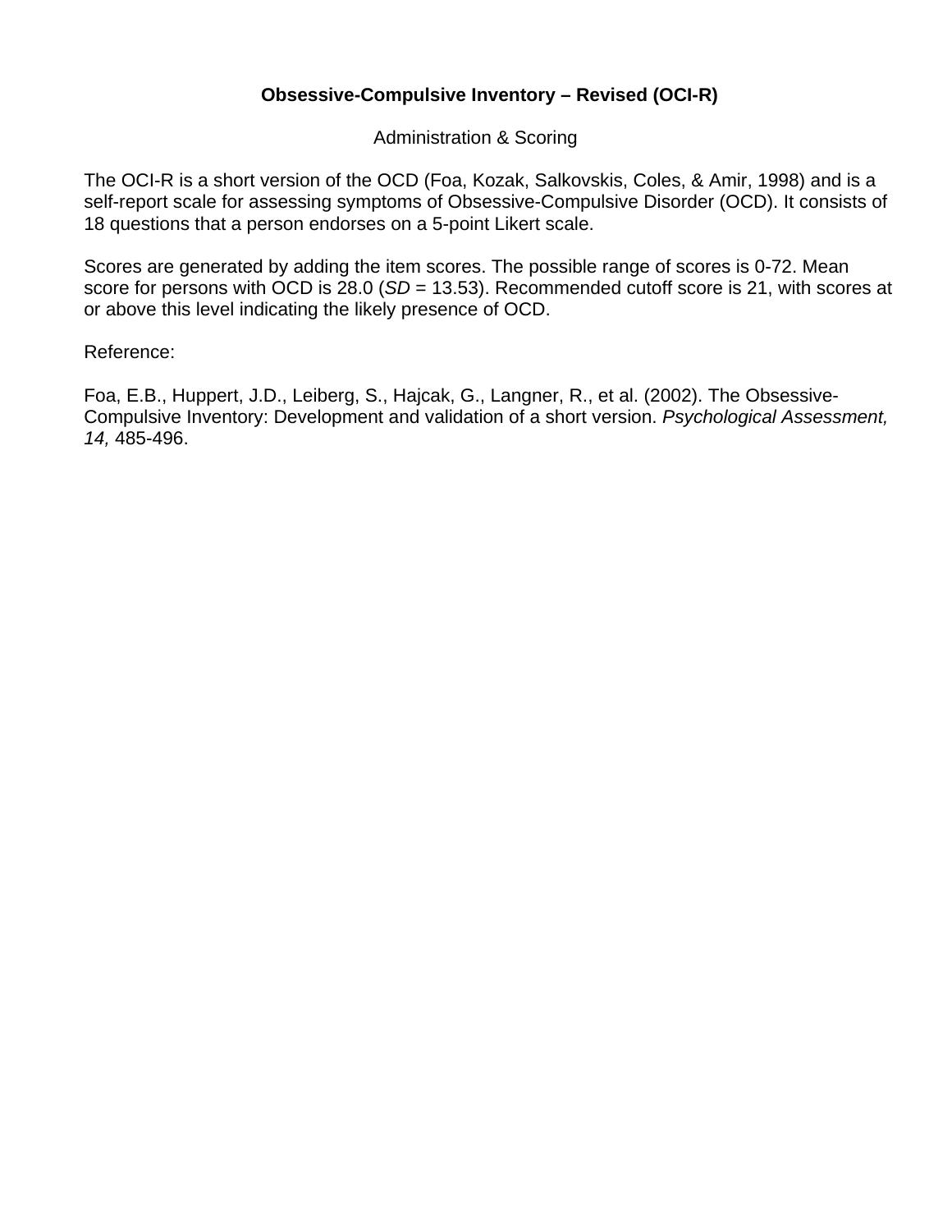**Obsessive-Compulsive Inventory – Revised (OCI-R)**

Administration & Scoring

The OCI-R is a short version of the OCD (Foa, Kozak, Salkovskis, Coles, & Amir, 1998) and is a self-report scale for assessing symptoms of Obsessive-Compulsive Disorder (OCD). It consists of 18 questions that a person endorses on a 5-point Likert scale.

Scores are generated by adding the item scores. The possible range of scores is 0-72. Mean score for persons with OCD is 28.0 (*SD* = 13.53). Recommended cutoff score is 21, with scores at or above this level indicating the likely presence of OCD.

Reference:

Foa, E.B., Huppert, J.D., Leiberg, S., Hajcak, G., Langner, R., et al. (2002). The Obsessive-Compulsive Inventory: Development and validation of a short version. *Psychological Assessment, 14,* 485-496.